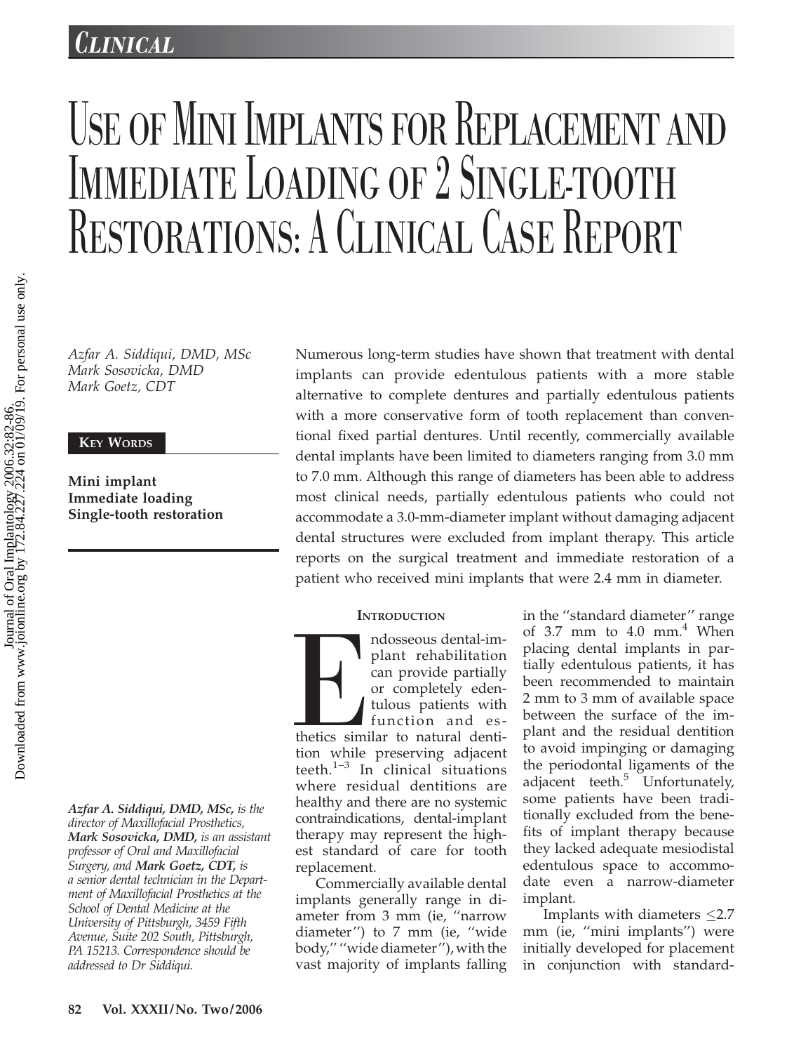CLINICAL

# Use of Mini Implants for Replacement and Immediate Loading of 2 Single-tooth Restorations: A Clinical Case Report

*Azfar A. Siddiqui, DMD, MSc*
*Mark Sosovicka, DMD*
*Mark Goetz, CDT*

**KEY WORDS**

**Mini implant**
**Immediate loading**
**Single-tooth restoration**

Numerous long-term studies have shown that treatment with dental implants can provide edentulous patients with a more stable alternative to complete dentures and partially edentulous patients with a more conservative form of tooth replacement than conventional fixed partial dentures. Until recently, commercially available dental implants have been limited to diameters ranging from 3.0 mm to 7.0 mm. Although this range of diameters has been able to address most clinical needs, partially edentulous patients who could not accommodate a 3.0-mm-diameter implant without damaging adjacent dental structures were excluded from implant therapy. This article reports on the surgical treatment and immediate restoration of a patient who received mini implants that were 2.4 mm in diameter.

***Azfar A. Siddiqui, DMD, MSc,*** *is the director of Maxillofacial Prosthetics,* ***Mark Sosovicka, DMD,*** *is an assistant professor of Oral and Maxillofacial Surgery, and* ***Mark Goetz, CDT,*** *is a senior dental technician in the Department of Maxillofacial Prosthetics at the School of Dental Medicine at the University of Pittsburgh, 3459 Fifth Avenue, Suite 202 South, Pittsburgh, PA 15213. Correspondence should be addressed to Dr Siddiqui.*

## INTRODUCTION

Endosseous dental-implant rehabilitation can provide partially or completely edentulous patients with function and esthetics similar to natural dentition while preserving adjacent teeth.[1–3] In clinical situations where residual dentitions are healthy and there are no systemic contraindications, dental-implant therapy may represent the highest standard of care for tooth replacement.

Commercially available dental implants generally range in diameter from 3 mm (ie, "narrow diameter") to 7 mm (ie, "wide body," "wide diameter"), with the vast majority of implants falling in the "standard diameter" range of 3.7 mm to 4.0 mm.[4] When placing dental implants in partially edentulous patients, it has been recommended to maintain 2 mm to 3 mm of available space between the surface of the implant and the residual dentition to avoid impinging or damaging the periodontal ligaments of the adjacent teeth.[5] Unfortunately, some patients have been traditionally excluded from the benefits of implant therapy because they lacked adequate mesiodistal edentulous space to accommodate even a narrow-diameter implant.

Implants with diameters ≤2.7 mm (ie, "mini implants") were initially developed for placement in conjunction with standard-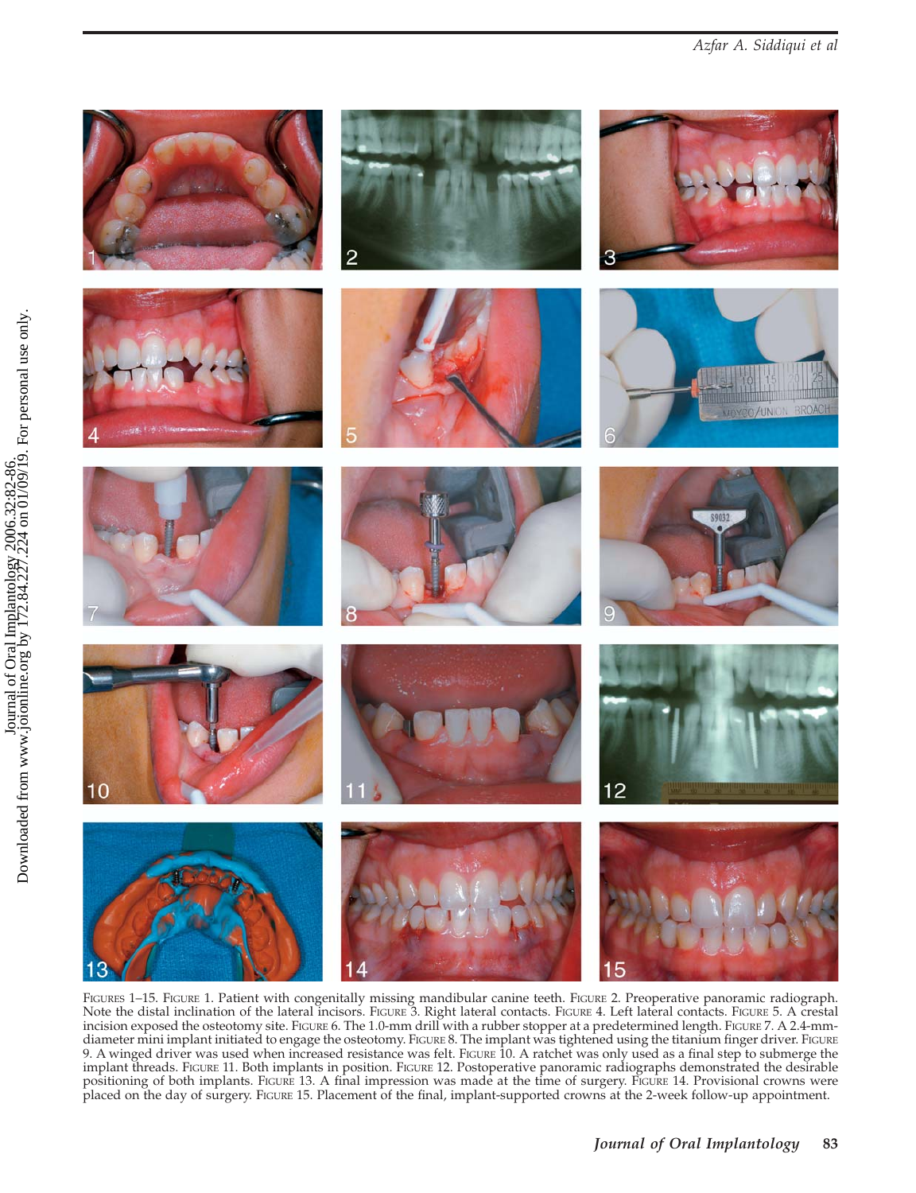FIGURES 1–15. FIGURE 1. Patient with congenitally missing mandibular canine teeth. FIGURE 2. Preoperative panoramic radiograph. Note the distal inclination of the lateral incisors. FIGURE 3. Right lateral contacts. FIGURE 4. Left lateral contacts. FIGURE 5. A crestal incision exposed the osteotomy site. FIGURE 6. The 1.0-mm drill with a rubber stopper at a predetermined length. FIGURE 7. A 2.4-mm-diameter mini implant initiated to engage the osteotomy. FIGURE 8. The implant was tightened using the titanium finger driver. FIGURE 9. A winged driver was used when increased resistance was felt. FIGURE 10. A ratchet was only used as a final step to submerge the implant threads. FIGURE 11. Both implants in position. FIGURE 12. Postoperative panoramic radiographs demonstrated the desirable positioning of both implants. FIGURE 13. A final impression was made at the time of surgery. FIGURE 14. Provisional crowns were placed on the day of surgery. FIGURE 15. Placement of the final, implant-supported crowns at the 2-week follow-up appointment.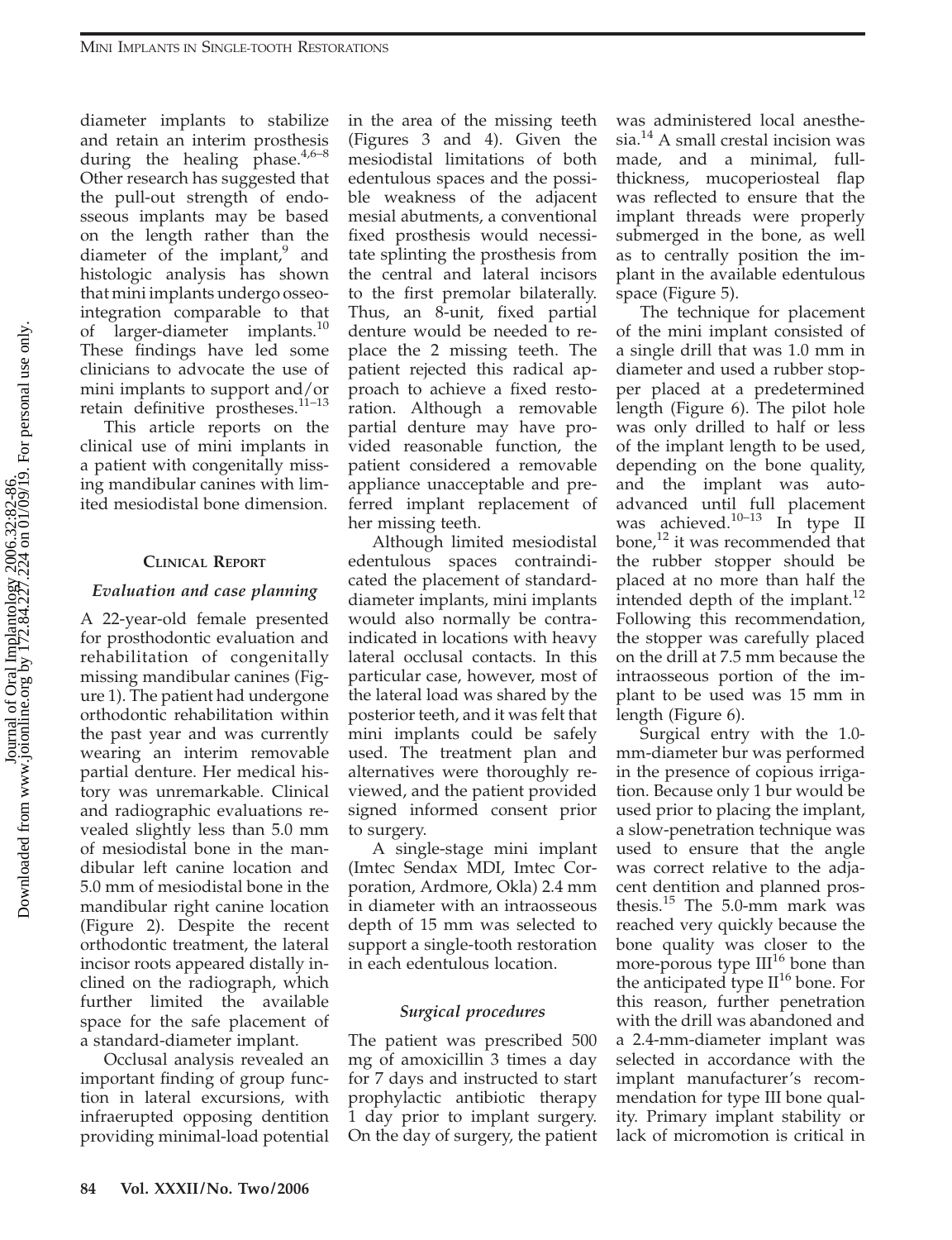diameter implants to stabilize and retain an interim prosthesis during the healing phase.[4,6–8] Other research has suggested that the pull-out strength of endosseous implants may be based on the length rather than the diameter of the implant,[9] and histologic analysis has shown that mini implants undergo osseointegration comparable to that of larger-diameter implants.[10] These findings have led some clinicians to advocate the use of mini implants to support and/or retain definitive prostheses.[11–13]

This article reports on the clinical use of mini implants in a patient with congenitally missing mandibular canines with limited mesiodistal bone dimension.

## Clinical Report

### *Evaluation and case planning*

A 22-year-old female presented for prosthodontic evaluation and rehabilitation of congenitally missing mandibular canines (Figure 1). The patient had undergone orthodontic rehabilitation within the past year and was currently wearing an interim removable partial denture. Her medical history was unremarkable. Clinical and radiographic evaluations revealed slightly less than 5.0 mm of mesiodistal bone in the mandibular left canine location and 5.0 mm of mesiodistal bone in the mandibular right canine location (Figure 2). Despite the recent orthodontic treatment, the lateral incisor roots appeared distally inclined on the radiograph, which further limited the available space for the safe placement of a standard-diameter implant.

Occlusal analysis revealed an important finding of group function in lateral excursions, with infraerupted opposing dentition providing minimal-load potential in the area of the missing teeth (Figures 3 and 4). Given the mesiodistal limitations of both edentulous spaces and the possible weakness of the adjacent mesial abutments, a conventional fixed prosthesis would necessitate splinting the prosthesis from the central and lateral incisors to the first premolar bilaterally. Thus, an 8-unit, fixed partial denture would be needed to replace the 2 missing teeth. The patient rejected this radical approach to achieve a fixed restoration. Although a removable partial denture may have provided reasonable function, the patient considered a removable appliance unacceptable and preferred implant replacement of her missing teeth.

Although limited mesiodistal edentulous spaces contraindicated the placement of standard-diameter implants, mini implants would also normally be contraindicated in locations with heavy lateral occlusal contacts. In this particular case, however, most of the lateral load was shared by the posterior teeth, and it was felt that mini implants could be safely used. The treatment plan and alternatives were thoroughly reviewed, and the patient provided signed informed consent prior to surgery.

A single-stage mini implant (Imtec Sendax MDI, Imtec Corporation, Ardmore, Okla) 2.4 mm in diameter with an intraosseous depth of 15 mm was selected to support a single-tooth restoration in each edentulous location.

### *Surgical procedures*

The patient was prescribed 500 mg of amoxicillin 3 times a day for 7 days and instructed to start prophylactic antibiotic therapy 1 day prior to implant surgery. On the day of surgery, the patient was administered local anesthesia.[14] A small crestal incision was made, and a minimal, full-thickness, mucoperiosteal flap was reflected to ensure that the implant threads were properly submerged in the bone, as well as to centrally position the implant in the available edentulous space (Figure 5).

The technique for placement of the mini implant consisted of a single drill that was 1.0 mm in diameter and used a rubber stopper placed at a predetermined length (Figure 6). The pilot hole was only drilled to half or less of the implant length to be used, depending on the bone quality, and the implant was autoadvanced until full placement was achieved.[10–13] In type II bone,[12] it was recommended that the rubber stopper should be placed at no more than half the intended depth of the implant.[12] Following this recommendation, the stopper was carefully placed on the drill at 7.5 mm because the intraosseous portion of the implant to be used was 15 mm in length (Figure 6).

Surgical entry with the 1.0-mm-diameter bur was performed in the presence of copious irrigation. Because only 1 bur would be used prior to placing the implant, a slow-penetration technique was used to ensure that the angle was correct relative to the adjacent dentition and planned prosthesis.[15] The 5.0-mm mark was reached very quickly because the bone quality was closer to the more-porous type III[16] bone than the anticipated type II[16] bone. For this reason, further penetration with the drill was abandoned and a 2.4-mm-diameter implant was selected in accordance with the implant manufacturer's recommendation for type III bone quality. Primary implant stability or lack of micromotion is critical in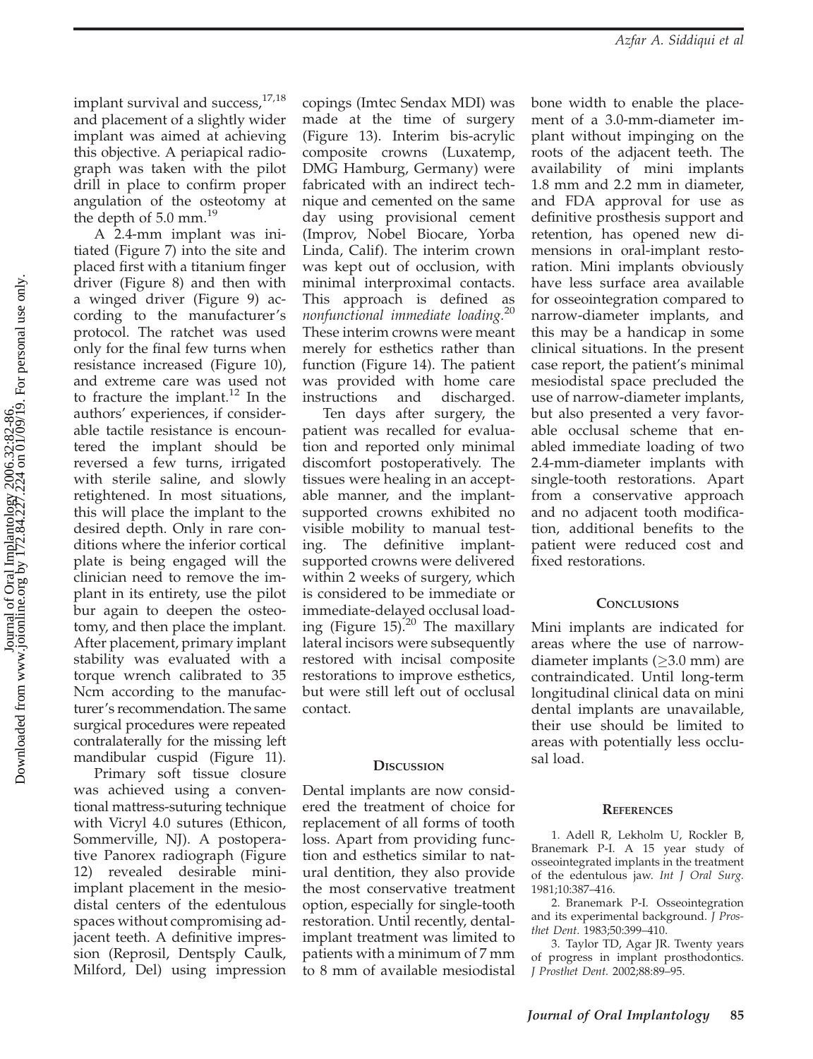implant survival and success,[17,18] and placement of a slightly wider implant was aimed at achieving this objective. A periapical radiograph was taken with the pilot drill in place to confirm proper angulation of the osteotomy at the depth of 5.0 mm.[19]

A 2.4-mm implant was initiated (Figure 7) into the site and placed first with a titanium finger driver (Figure 8) and then with a winged driver (Figure 9) according to the manufacturer's protocol. The ratchet was used only for the final few turns when resistance increased (Figure 10), and extreme care was used not to fracture the implant.[12] In the authors' experiences, if considerable tactile resistance is encountered the implant should be reversed a few turns, irrigated with sterile saline, and slowly retightened. In most situations, this will place the implant to the desired depth. Only in rare conditions where the inferior cortical plate is being engaged will the clinician need to remove the implant in its entirety, use the pilot bur again to deepen the osteotomy, and then place the implant. After placement, primary implant stability was evaluated with a torque wrench calibrated to 35 Ncm according to the manufacturer's recommendation. The same surgical procedures were repeated contralaterally for the missing left mandibular cuspid (Figure 11).

Primary soft tissue closure was achieved using a conventional mattress-suturing technique with Vicryl 4.0 sutures (Ethicon, Sommerville, NJ). A postoperative Panorex radiograph (Figure 12) revealed desirable mini-implant placement in the mesiodistal centers of the edentulous spaces without compromising adjacent teeth. A definitive impression (Reprosil, Dentsply Caulk, Milford, Del) using impression copings (Imtec Sendax MDI) was made at the time of surgery (Figure 13). Interim bis-acrylic composite crowns (Luxatemp, DMG Hamburg, Germany) were fabricated with an indirect technique and cemented on the same day using provisional cement (Improv, Nobel Biocare, Yorba Linda, Calif). The interim crown was kept out of occlusion, with minimal interproximal contacts. This approach is defined as *nonfunctional immediate loading.*[20] These interim crowns were meant merely for esthetics rather than function (Figure 14). The patient was provided with home care instructions and discharged.

Ten days after surgery, the patient was recalled for evaluation and reported only minimal discomfort postoperatively. The tissues were healing in an acceptable manner, and the implant-supported crowns exhibited no visible mobility to manual testing. The definitive implant-supported crowns were delivered within 2 weeks of surgery, which is considered to be immediate or immediate-delayed occlusal loading (Figure 15).[20] The maxillary lateral incisors were subsequently restored with incisal composite restorations to improve esthetics, but were still left out of occlusal contact.

## Discussion

Dental implants are now considered the treatment of choice for replacement of all forms of tooth loss. Apart from providing function and esthetics similar to natural dentition, they also provide the most conservative treatment option, especially for single-tooth restoration. Until recently, dental-implant treatment was limited to patients with a minimum of 7 mm to 8 mm of available mesiodistal bone width to enable the placement of a 3.0-mm-diameter implant without impinging on the roots of the adjacent teeth. The availability of mini implants 1.8 mm and 2.2 mm in diameter, and FDA approval for use as definitive prosthesis support and retention, has opened new dimensions in oral-implant restoration. Mini implants obviously have less surface area available for osseointegration compared to narrow-diameter implants, and this may be a handicap in some clinical situations. In the present case report, the patient's minimal mesiodistal space precluded the use of narrow-diameter implants, but also presented a very favorable occlusal scheme that enabled immediate loading of two 2.4-mm-diameter implants with single-tooth restorations. Apart from a conservative approach and no adjacent tooth modification, additional benefits to the patient were reduced cost and fixed restorations.

## Conclusions

Mini implants are indicated for areas where the use of narrow-diameter implants ($\geq$3.0 mm) are contraindicated. Until long-term longitudinal clinical data on mini dental implants are unavailable, their use should be limited to areas with potentially less occlusal load.

## References

1. Adell R, Lekholm U, Rockler B, Branemark P-I. A 15 year study of osseointegrated implants in the treatment of the edentulous jaw. *Int J Oral Surg.* 1981;10:387–416.
2. Branemark P-I. Osseointegration and its experimental background. *J Prosthet Dent.* 1983;50:399–410.
3. Taylor TD, Agar JR. Twenty years of progress in implant prosthodontics. *J Prosthet Dent.* 2002;88:89–95.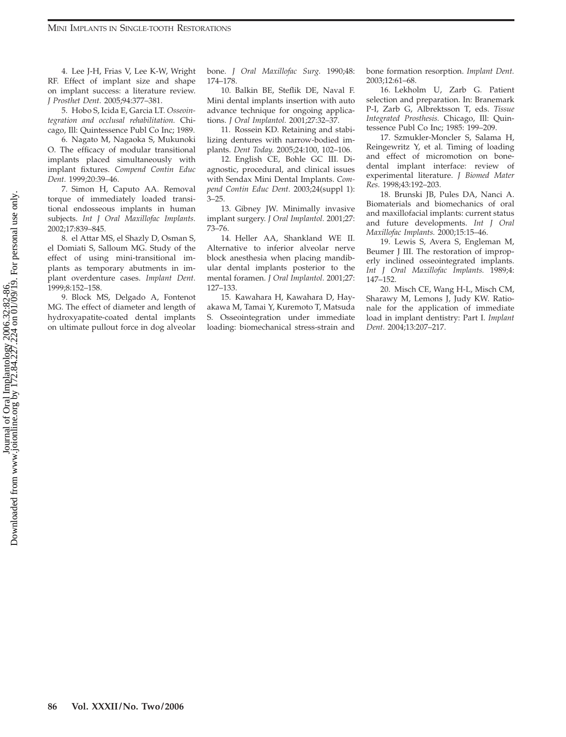4. Lee J-H, Frias V, Lee K-W, Wright RF. Effect of implant size and shape on implant success: a literature review. *J Prosthet Dent.* 2005;94:377–381.

5. Hobo S, Icida E, Garcia LT. *Osseointegration and occlusal rehabilitation.* Chicago, Ill: Quintessence Publ Co Inc; 1989.

6. Nagato M, Nagaoka S, Mukunoki O. The efficacy of modular transitional implants placed simultaneously with implant fixtures. *Compend Contin Educ Dent.* 1999;20:39–46.

7. Simon H, Caputo AA. Removal torque of immediately loaded transitional endosseous implants in human subjects. *Int J Oral Maxillofac Implants.* 2002;17:839–845.

8. el Attar MS, el Shazly D, Osman S, el Domiati S, Salloum MG. Study of the effect of using mini-transitional implants as temporary abutments in implant overdenture cases. *Implant Dent.* 1999;8:152–158.

9. Block MS, Delgado A, Fontenot MG. The effect of diameter and length of hydroxyapatite-coated dental implants on ultimate pullout force in dog alveolar bone. *J Oral Maxillofac Surg.* 1990;48: 174–178.

10. Balkin BE, Steflik DE, Naval F. Mini dental implants insertion with auto advance technique for ongoing applications. *J Oral Implantol.* 2001;27:32–37.

11. Rossein KD. Retaining and stabilizing dentures with narrow-bodied implants. *Dent Today.* 2005;24:100, 102–106.

12. English CE, Bohle GC III. Diagnostic, procedural, and clinical issues with Sendax Mini Dental Implants. *Compend Contin Educ Dent.* 2003;24(suppl 1): 3–25.

13. Gibney JW. Minimally invasive implant surgery. *J Oral Implantol*. 2001;27: 73–76.

14. Heller AA, Shankland WE II. Alternative to inferior alveolar nerve block anesthesia when placing mandibular dental implants posterior to the mental foramen. *J Oral Implantol*. 2001;27: 127–133.

15. Kawahara H, Kawahara D, Hayakawa M, Tamai Y, Kuremoto T, Matsuda S. Osseointegration under immediate loading: biomechanical stress-strain and bone formation resorption. *Implant Dent.* 2003;12:61–68.

16. Lekholm U, Zarb G. Patient selection and preparation. In: Branemark P-I, Zarb G, Albrektsson T, eds. *Tissue Integrated Prosthesis.* Chicago, Ill: Quintessence Publ Co Inc; 1985: 199–209.

17. Szmukler-Moncler S, Salama H, Reingewritz Y, et al. Timing of loading and effect of micromotion on bone-dental implant interface: review of experimental literature. *J Biomed Mater Res.* 1998;43:192–203.

18. Brunski JB, Pules DA, Nanci A. Biomaterials and biomechanics of oral and maxillofacial implants: current status and future developments. *Int J Oral Maxillofac Implants.* 2000;15:15–46.

19. Lewis S, Avera S, Engleman M, Beumer J III. The restoration of improperly inclined osseointegrated implants. *Int J Oral Maxillofac Implants.* 1989;4: 147–152.

20. Misch CE, Wang H-L, Misch CM, Sharawy M, Lemons J, Judy KW. Rationale for the application of immediate load in implant dentistry: Part I. *Implant Dent.* 2004;13:207–217.